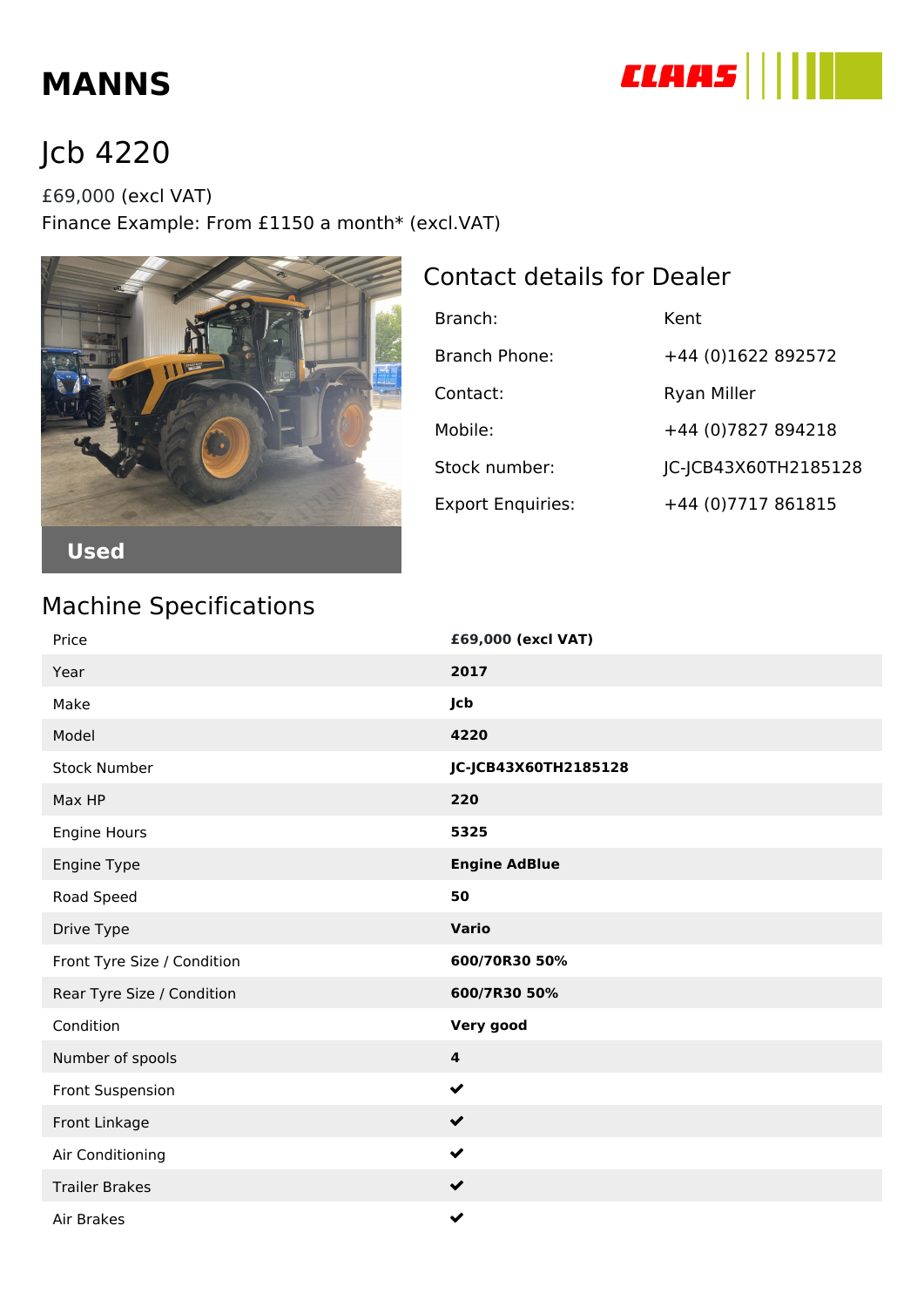# MANNS

CLAAS

# Jcb 4220

£69,000 (excl VAT)
Finance Example: From £1150 a month* (excl.VAT)

Used

## Contact details for Dealer

| | |
|---|---|
| Branch: | Kent |
| Branch Phone: | +44 (0)1622 892572 |
| Contact: | Ryan Miller |
| Mobile: | +44 (0)7827 894218 |
| Stock number: | JC-JCB43X60TH2185128 |
| Export Enquiries: | +44 (0)7717 861815 |

## Machine Specifications

| | |
|---|---|
| Price | **£69,000 (excl VAT)** |
| Year | **2017** |
| Make | **Jcb** |
| Model | **4220** |
| Stock Number | **JC-JCB43X60TH2185128** |
| Max HP | **220** |
| Engine Hours | **5325** |
| Engine Type | **Engine AdBlue** |
| Road Speed | **50** |
| Drive Type | **Vario** |
| Front Tyre Size / Condition | **600/70R30 50%** |
| Rear Tyre Size / Condition | **600/7R30 50%** |
| Condition | **Very good** |
| Number of spools | **4** |
| Front Suspension | ✔ |
| Front Linkage | ✔ |
| Air Conditioning | ✔ |
| Trailer Brakes | ✔ |
| Air Brakes | ✔ |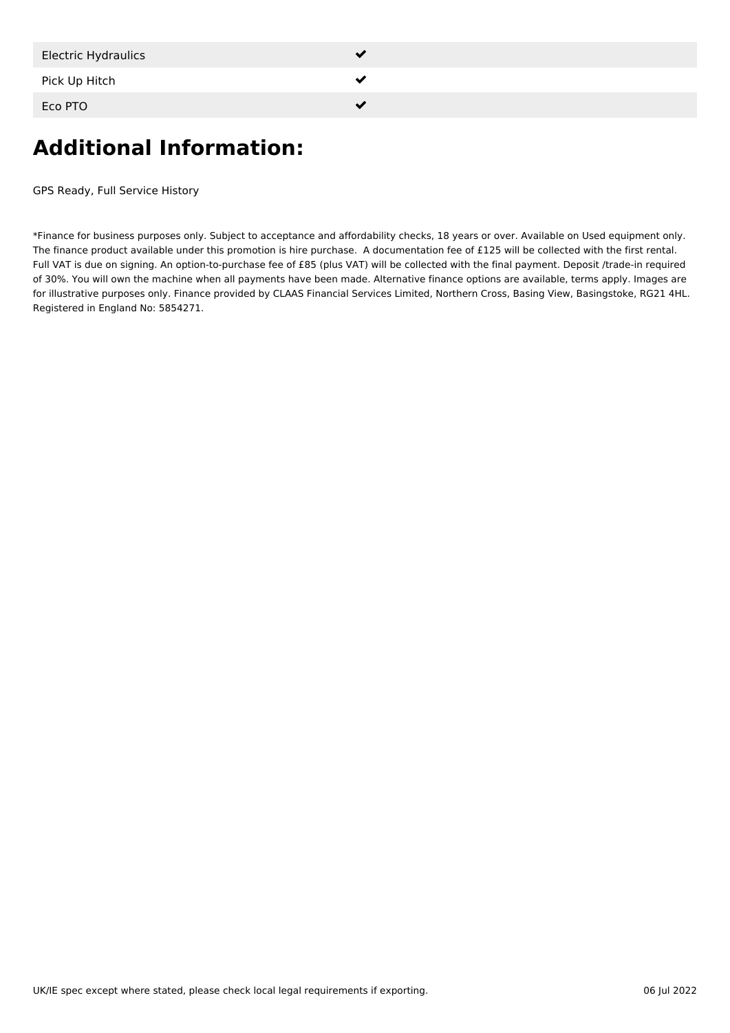| | |
|---|---|
| Electric Hydraulics | ✔ |
| Pick Up Hitch | ✔ |
| Eco PTO | ✔ |

## Additional Information:

GPS Ready, Full Service History

*Finance for business purposes only. Subject to acceptance and affordability checks, 18 years or over. Available on Used equipment only. The finance product available under this promotion is hire purchase. A documentation fee of £125 will be collected with the first rental. Full VAT is due on signing. An option-to-purchase fee of £85 (plus VAT) will be collected with the final payment. Deposit /trade-in required of 30%. You will own the machine when all payments have been made. Alternative finance options are available, terms apply. Images are for illustrative purposes only. Finance provided by CLAAS Financial Services Limited, Northern Cross, Basing View, Basingstoke, RG21 4HL. Registered in England No: 5854271.

UK/IE spec except where stated, please check local legal requirements if exporting.

06 Jul 2022